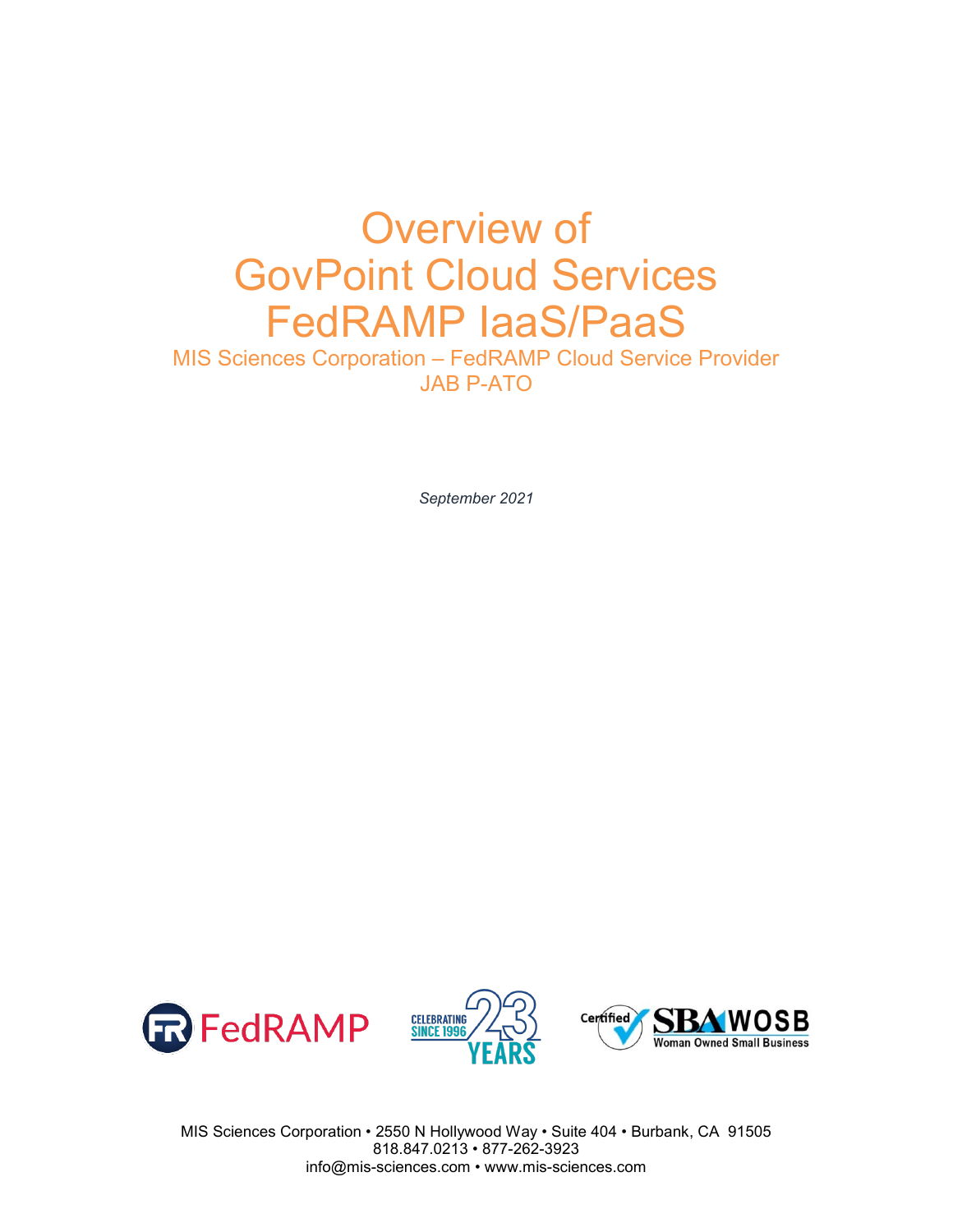# Overview of GovPoint Cloud Services FedRAMP IaaS/PaaS

MIS Sciences Corporation – FedRAMP Cloud Service Provider
JAB P-ATO

*September 2021*

MIS Sciences Corporation • 2550 N Hollywood Way • Suite 404 • Burbank, CA 91505
818.847.0213 • 877-262-3923
info@mis-sciences.com • www.mis-sciences.com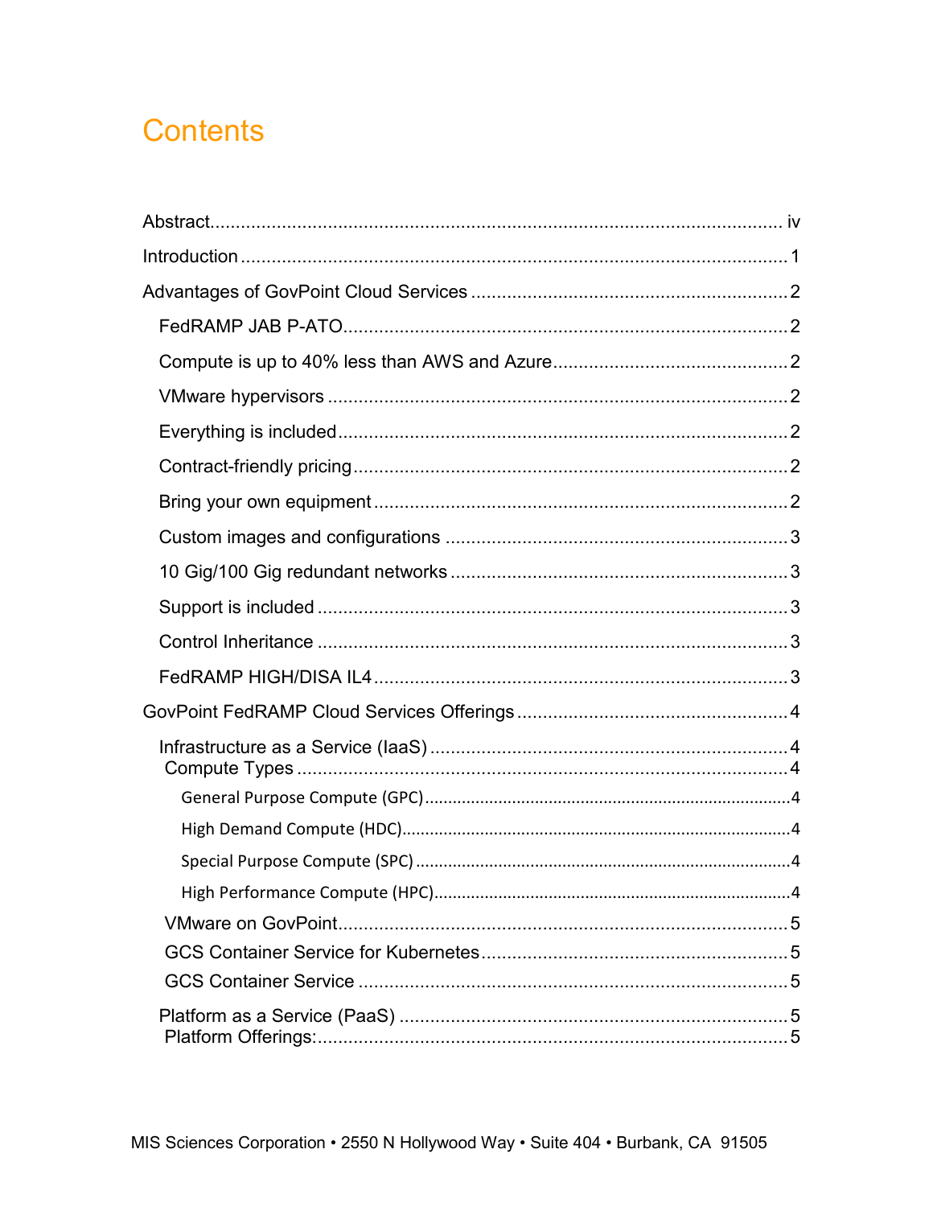# Contents

- Abstract ..... iv
- Introduction ..... 1
- Advantages of GovPoint Cloud Services ..... 2
  - FedRAMP JAB P-ATO ..... 2
  - Compute is up to 40% less than AWS and Azure ..... 2
  - VMware hypervisors ..... 2
  - Everything is included ..... 2
  - Contract-friendly pricing ..... 2
  - Bring your own equipment ..... 2
  - Custom images and configurations ..... 3
  - 10 Gig/100 Gig redundant networks ..... 3
  - Support is included ..... 3
  - Control Inheritance ..... 3
  - FedRAMP HIGH/DISA IL4 ..... 3
- GovPoint FedRAMP Cloud Services Offerings ..... 4
  - Infrastructure as a Service (IaaS) ..... 4
    - Compute Types ..... 4
      - General Purpose Compute (GPC) ..... 4
      - High Demand Compute (HDC) ..... 4
      - Special Purpose Compute (SPC) ..... 4
      - High Performance Compute (HPC) ..... 4
    - VMware on GovPoint ..... 5
    - GCS Container Service for Kubernetes ..... 5
    - GCS Container Service ..... 5
  - Platform as a Service (PaaS) ..... 5
    - Platform Offerings: ..... 5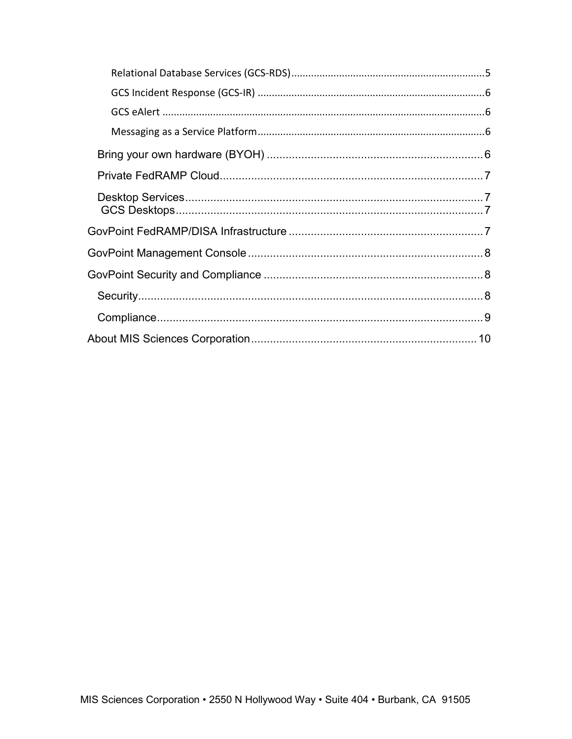Relational Database Services (GCS-RDS)........................................................................5

GCS Incident Response (GCS-IR) ................................................................................6

GCS eAlert ..................................................................................................................6

Messaging as a Service Platform................................................................................6

Bring your own hardware (BYOH) .....................................................................6

Private FedRAMP Cloud....................................................................................7

Desktop Services................................................................................................7

GCS Desktops...................................................................................................7

GovPoint FedRAMP/DISA Infrastructure ..............................................................7

GovPoint Management Console...........................................................................8

GovPoint Security and Compliance ......................................................................8

Security..............................................................................................................8

Compliance........................................................................................................9

About MIS Sciences Corporation........................................................................10

MIS Sciences Corporation • 2550 N Hollywood Way • Suite 404 • Burbank, CA 91505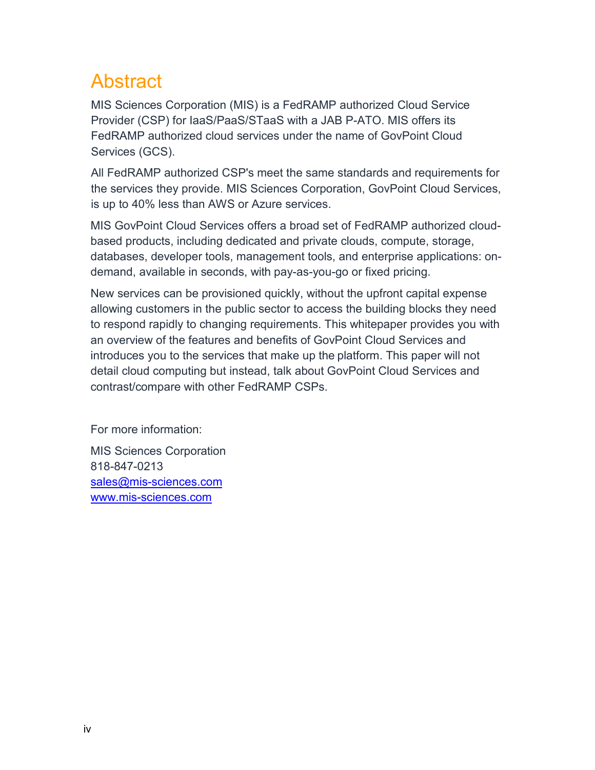# Abstract

MIS Sciences Corporation (MIS) is a FedRAMP authorized Cloud Service Provider (CSP) for IaaS/PaaS/STaaS with a JAB P-ATO. MIS offers its FedRAMP authorized cloud services under the name of GovPoint Cloud Services (GCS).

All FedRAMP authorized CSP's meet the same standards and requirements for the services they provide. MIS Sciences Corporation, GovPoint Cloud Services, is up to 40% less than AWS or Azure services.

MIS GovPoint Cloud Services offers a broad set of FedRAMP authorized cloud-based products, including dedicated and private clouds, compute, storage, databases, developer tools, management tools, and enterprise applications: on-demand, available in seconds, with pay-as-you-go or fixed pricing.

New services can be provisioned quickly, without the upfront capital expense allowing customers in the public sector to access the building blocks they need to respond rapidly to changing requirements. This whitepaper provides you with an overview of the features and benefits of GovPoint Cloud Services and introduces you to the services that make up the platform. This paper will not detail cloud computing but instead, talk about GovPoint Cloud Services and contrast/compare with other FedRAMP CSPs.

For more information:

MIS Sciences Corporation
818-847-0213
sales@mis-sciences.com
www.mis-sciences.com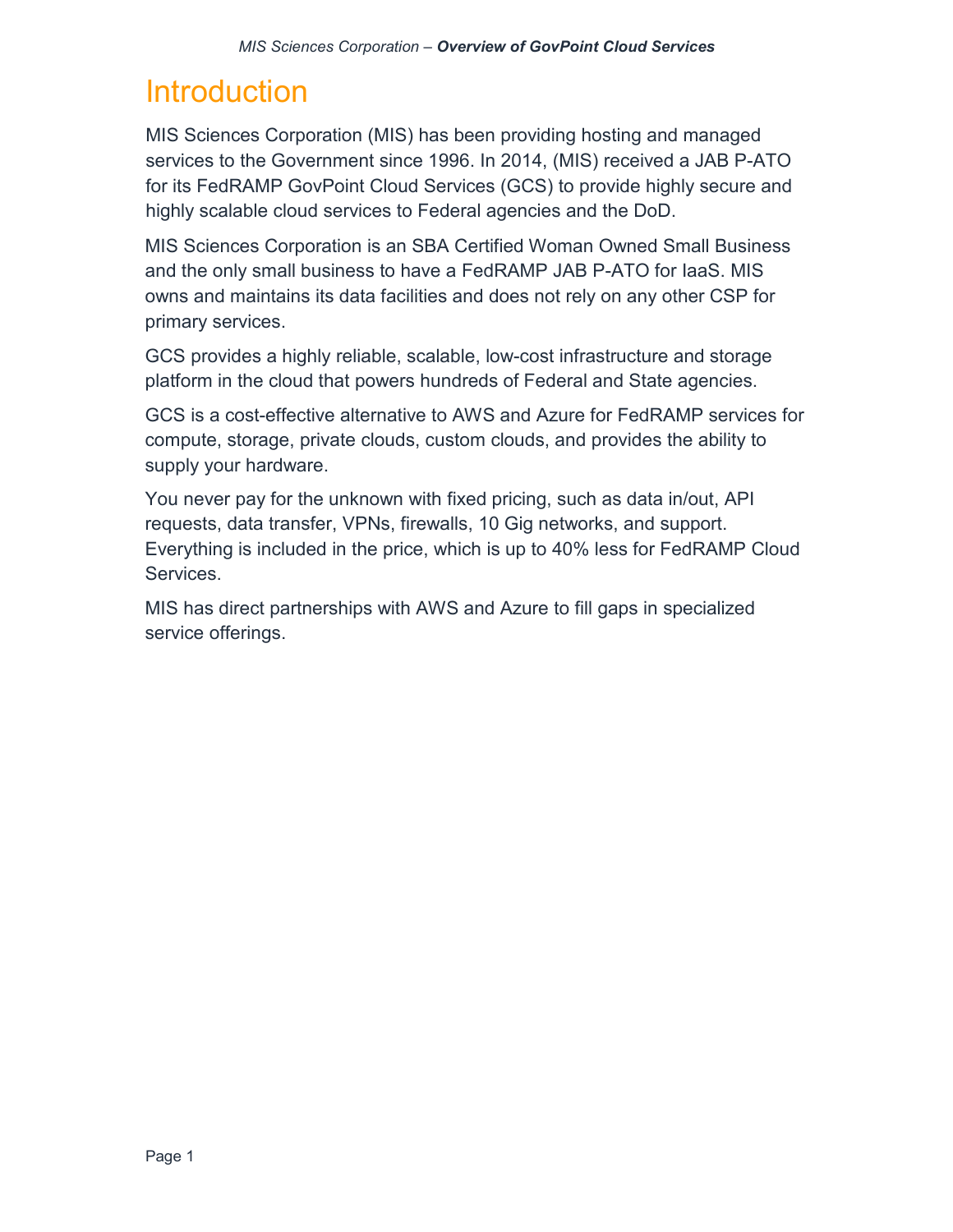# Introduction

MIS Sciences Corporation (MIS) has been providing hosting and managed services to the Government since 1996. In 2014, (MIS) received a JAB P-ATO for its FedRAMP GovPoint Cloud Services (GCS) to provide highly secure and highly scalable cloud services to Federal agencies and the DoD.

MIS Sciences Corporation is an SBA Certified Woman Owned Small Business and the only small business to have a FedRAMP JAB P-ATO for IaaS. MIS owns and maintains its data facilities and does not rely on any other CSP for primary services.

GCS provides a highly reliable, scalable, low-cost infrastructure and storage platform in the cloud that powers hundreds of Federal and State agencies.

GCS is a cost-effective alternative to AWS and Azure for FedRAMP services for compute, storage, private clouds, custom clouds, and provides the ability to supply your hardware.

You never pay for the unknown with fixed pricing, such as data in/out, API requests, data transfer, VPNs, firewalls, 10 Gig networks, and support. Everything is included in the price, which is up to 40% less for FedRAMP Cloud Services.

MIS has direct partnerships with AWS and Azure to fill gaps in specialized service offerings.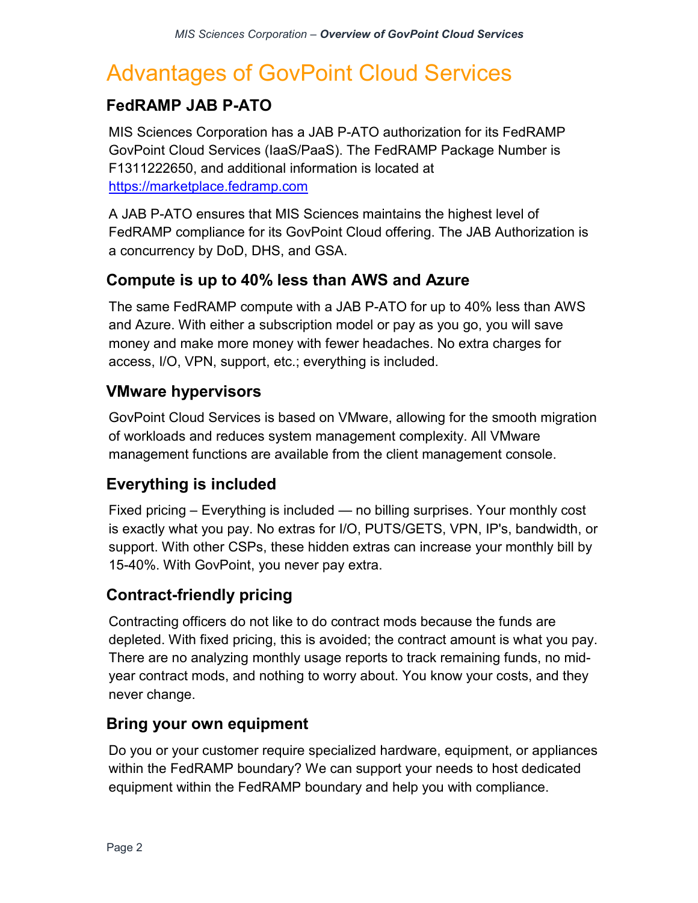# Advantages of GovPoint Cloud Services

## FedRAMP JAB P-ATO

MIS Sciences Corporation has a JAB P-ATO authorization for its FedRAMP GovPoint Cloud Services (IaaS/PaaS). The FedRAMP Package Number is F1311222650, and additional information is located at [https://marketplace.fedramp.com](https://marketplace.fedramp.com)

A JAB P-ATO ensures that MIS Sciences maintains the highest level of FedRAMP compliance for its GovPoint Cloud offering. The JAB Authorization is a concurrency by DoD, DHS, and GSA.

## Compute is up to 40% less than AWS and Azure

The same FedRAMP compute with a JAB P-ATO for up to 40% less than AWS and Azure. With either a subscription model or pay as you go, you will save money and make more money with fewer headaches. No extra charges for access, I/O, VPN, support, etc.; everything is included.

## VMware hypervisors

GovPoint Cloud Services is based on VMware, allowing for the smooth migration of workloads and reduces system management complexity. All VMware management functions are available from the client management console.

## Everything is included

Fixed pricing – Everything is included — no billing surprises. Your monthly cost is exactly what you pay. No extras for I/O, PUTS/GETS, VPN, IP's, bandwidth, or support. With other CSPs, these hidden extras can increase your monthly bill by 15-40%. With GovPoint, you never pay extra.

## Contract-friendly pricing

Contracting officers do not like to do contract mods because the funds are depleted. With fixed pricing, this is avoided; the contract amount is what you pay. There are no analyzing monthly usage reports to track remaining funds, no mid-year contract mods, and nothing to worry about. You know your costs, and they never change.

## Bring your own equipment

Do you or your customer require specialized hardware, equipment, or appliances within the FedRAMP boundary? We can support your needs to host dedicated equipment within the FedRAMP boundary and help you with compliance.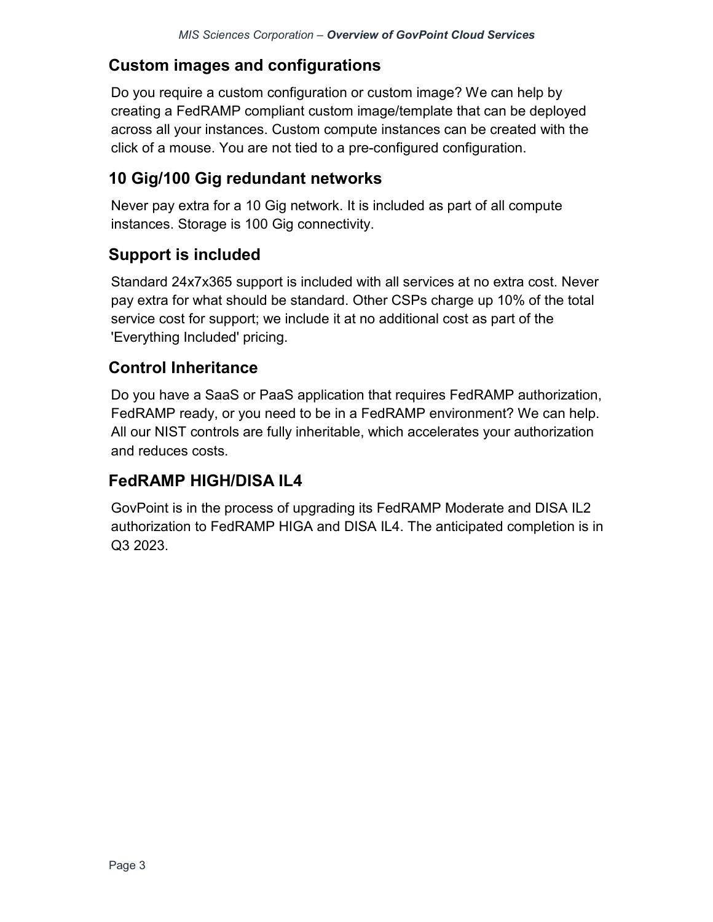## Custom images and configurations

Do you require a custom configuration or custom image? We can help by creating a FedRAMP compliant custom image/template that can be deployed across all your instances. Custom compute instances can be created with the click of a mouse. You are not tied to a pre-configured configuration.

## 10 Gig/100 Gig redundant networks

Never pay extra for a 10 Gig network. It is included as part of all compute instances. Storage is 100 Gig connectivity.

## Support is included

Standard 24x7x365 support is included with all services at no extra cost. Never pay extra for what should be standard. Other CSPs charge up 10% of the total service cost for support; we include it at no additional cost as part of the 'Everything Included' pricing.

## Control Inheritance

Do you have a SaaS or PaaS application that requires FedRAMP authorization, FedRAMP ready, or you need to be in a FedRAMP environment? We can help. All our NIST controls are fully inheritable, which accelerates your authorization and reduces costs.

## FedRAMP HIGH/DISA IL4

GovPoint is in the process of upgrading its FedRAMP Moderate and DISA IL2 authorization to FedRAMP HIGA and DISA IL4. The anticipated completion is in Q3 2023.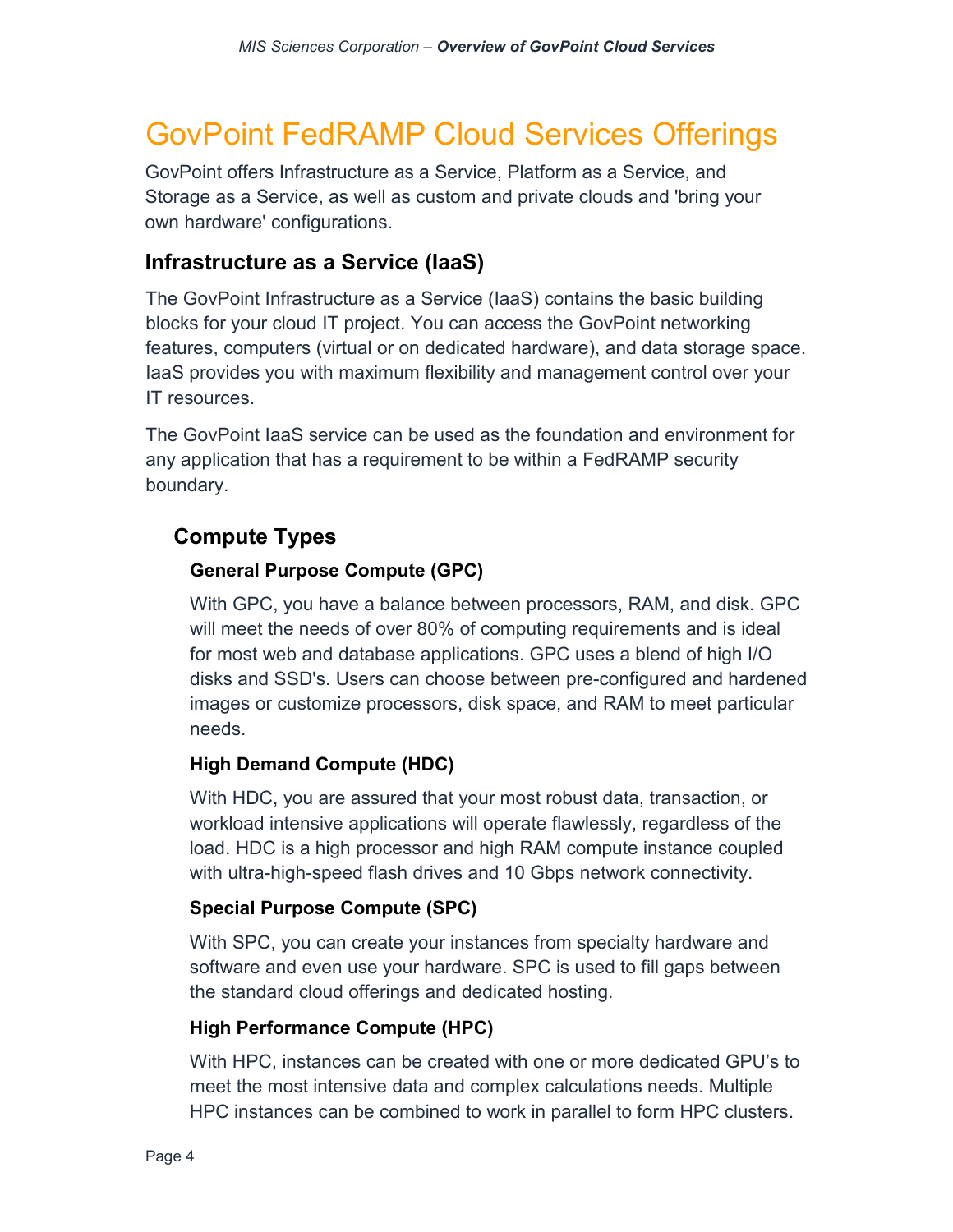# GovPoint FedRAMP Cloud Services Offerings

GovPoint offers Infrastructure as a Service, Platform as a Service, and Storage as a Service, as well as custom and private clouds and 'bring your own hardware' configurations.

## Infrastructure as a Service (IaaS)

The GovPoint Infrastructure as a Service (IaaS) contains the basic building blocks for your cloud IT project. You can access the GovPoint networking features, computers (virtual or on dedicated hardware), and data storage space. IaaS provides you with maximum flexibility and management control over your IT resources.

The GovPoint IaaS service can be used as the foundation and environment for any application that has a requirement to be within a FedRAMP security boundary.

### Compute Types

#### General Purpose Compute (GPC)

With GPC, you have a balance between processors, RAM, and disk. GPC will meet the needs of over 80% of computing requirements and is ideal for most web and database applications. GPC uses a blend of high I/O disks and SSD's. Users can choose between pre-configured and hardened images or customize processors, disk space, and RAM to meet particular needs.

#### High Demand Compute (HDC)

With HDC, you are assured that your most robust data, transaction, or workload intensive applications will operate flawlessly, regardless of the load. HDC is a high processor and high RAM compute instance coupled with ultra-high-speed flash drives and 10 Gbps network connectivity.

#### Special Purpose Compute (SPC)

With SPC, you can create your instances from specialty hardware and software and even use your hardware. SPC is used to fill gaps between the standard cloud offerings and dedicated hosting.

#### High Performance Compute (HPC)

With HPC, instances can be created with one or more dedicated GPU's to meet the most intensive data and complex calculations needs. Multiple HPC instances can be combined to work in parallel to form HPC clusters.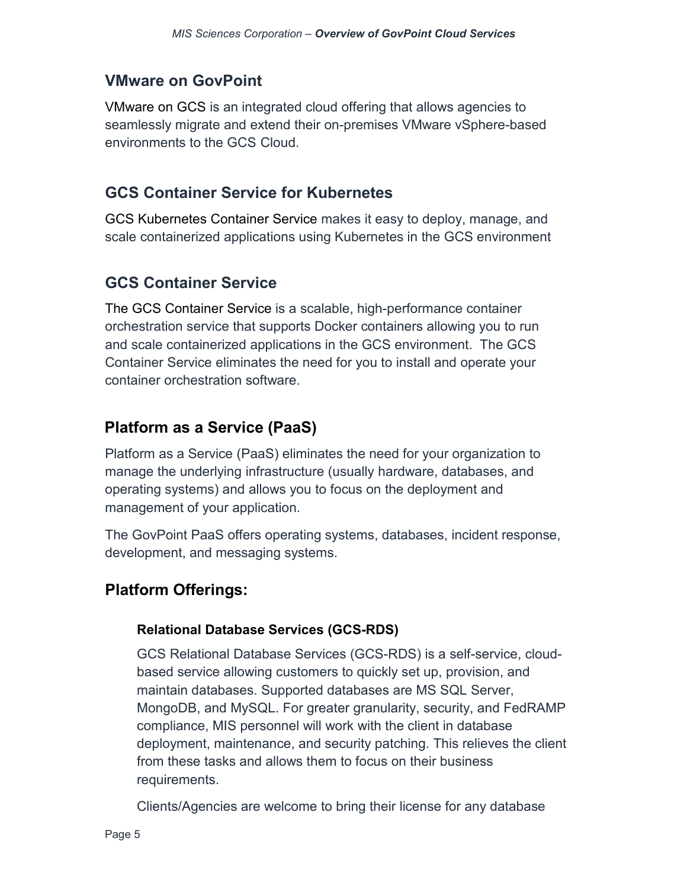## VMware on GovPoint

VMware on GCS is an integrated cloud offering that allows agencies to seamlessly migrate and extend their on-premises VMware vSphere-based environments to the GCS Cloud.

## GCS Container Service for Kubernetes

GCS Kubernetes Container Service makes it easy to deploy, manage, and scale containerized applications using Kubernetes in the GCS environment

## GCS Container Service

The GCS Container Service is a scalable, high-performance container orchestration service that supports Docker containers allowing you to run and scale containerized applications in the GCS environment. The GCS Container Service eliminates the need for you to install and operate your container orchestration software.

## Platform as a Service (PaaS)

Platform as a Service (PaaS) eliminates the need for your organization to manage the underlying infrastructure (usually hardware, databases, and operating systems) and allows you to focus on the deployment and management of your application.

The GovPoint PaaS offers operating systems, databases, incident response, development, and messaging systems.

## Platform Offerings:

### Relational Database Services (GCS-RDS)

GCS Relational Database Services (GCS-RDS) is a self-service, cloud-based service allowing customers to quickly set up, provision, and maintain databases. Supported databases are MS SQL Server, MongoDB, and MySQL. For greater granularity, security, and FedRAMP compliance, MIS personnel will work with the client in database deployment, maintenance, and security patching. This relieves the client from these tasks and allows them to focus on their business requirements.

Clients/Agencies are welcome to bring their license for any database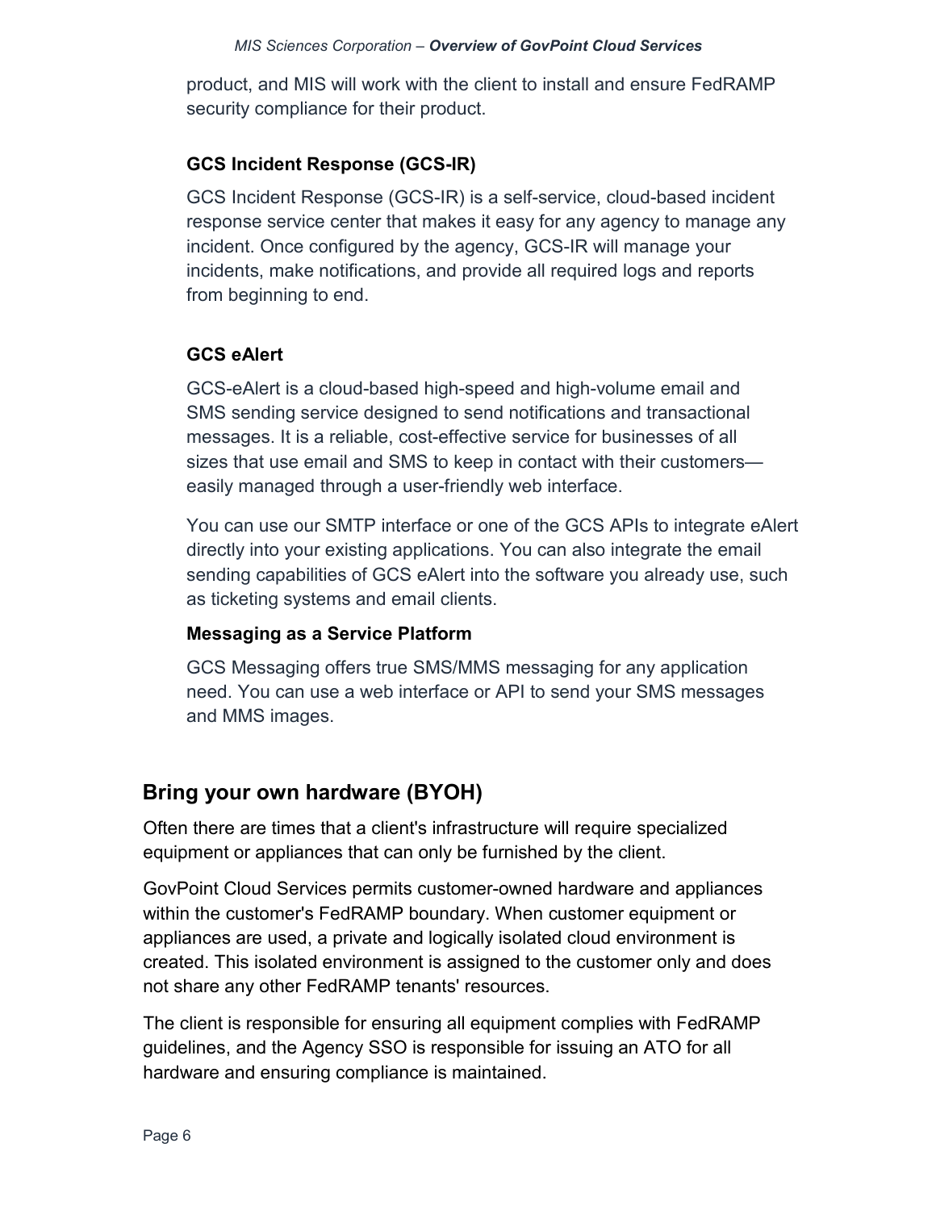product, and MIS will work with the client to install and ensure FedRAMP security compliance for their product.

### GCS Incident Response (GCS-IR)

GCS Incident Response (GCS-IR) is a self-service, cloud-based incident response service center that makes it easy for any agency to manage any incident. Once configured by the agency, GCS-IR will manage your incidents, make notifications, and provide all required logs and reports from beginning to end.

### GCS eAlert

GCS-eAlert is a cloud-based high-speed and high-volume email and SMS sending service designed to send notifications and transactional messages. It is a reliable, cost-effective service for businesses of all sizes that use email and SMS to keep in contact with their customers—easily managed through a user-friendly web interface.

You can use our SMTP interface or one of the GCS APIs to integrate eAlert directly into your existing applications. You can also integrate the email sending capabilities of GCS eAlert into the software you already use, such as ticketing systems and email clients.

### Messaging as a Service Platform

GCS Messaging offers true SMS/MMS messaging for any application need. You can use a web interface or API to send your SMS messages and MMS images.

## Bring your own hardware (BYOH)

Often there are times that a client's infrastructure will require specialized equipment or appliances that can only be furnished by the client.

GovPoint Cloud Services permits customer-owned hardware and appliances within the customer's FedRAMP boundary. When customer equipment or appliances are used, a private and logically isolated cloud environment is created. This isolated environment is assigned to the customer only and does not share any other FedRAMP tenants' resources.

The client is responsible for ensuring all equipment complies with FedRAMP guidelines, and the Agency SSO is responsible for issuing an ATO for all hardware and ensuring compliance is maintained.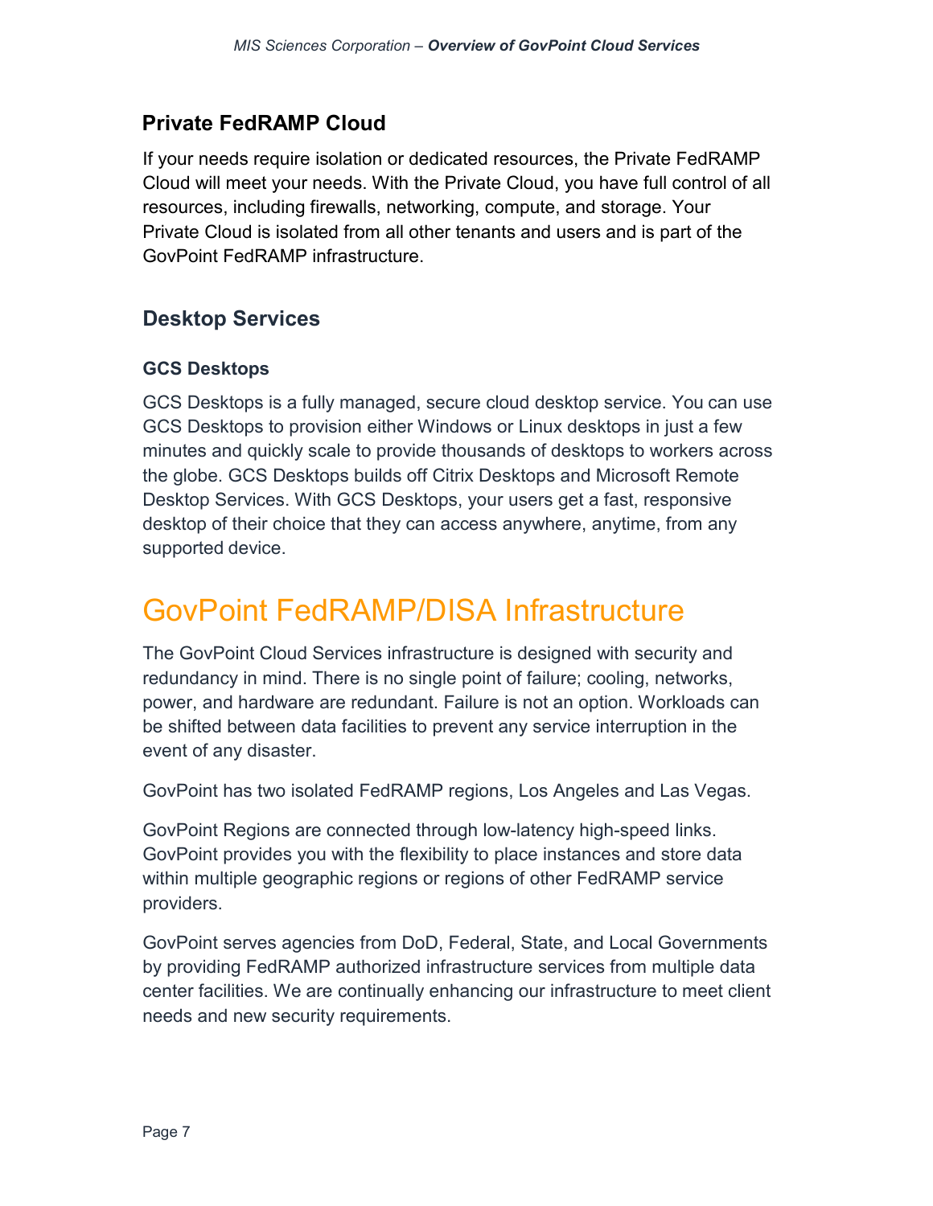## Private FedRAMP Cloud

If your needs require isolation or dedicated resources, the Private FedRAMP Cloud will meet your needs. With the Private Cloud, you have full control of all resources, including firewalls, networking, compute, and storage. Your Private Cloud is isolated from all other tenants and users and is part of the GovPoint FedRAMP infrastructure.

## Desktop Services

### GCS Desktops

GCS Desktops is a fully managed, secure cloud desktop service. You can use GCS Desktops to provision either Windows or Linux desktops in just a few minutes and quickly scale to provide thousands of desktops to workers across the globe. GCS Desktops builds off Citrix Desktops and Microsoft Remote Desktop Services. With GCS Desktops, your users get a fast, responsive desktop of their choice that they can access anywhere, anytime, from any supported device.

# GovPoint FedRAMP/DISA Infrastructure

The GovPoint Cloud Services infrastructure is designed with security and redundancy in mind. There is no single point of failure; cooling, networks, power, and hardware are redundant. Failure is not an option. Workloads can be shifted between data facilities to prevent any service interruption in the event of any disaster.

GovPoint has two isolated FedRAMP regions, Los Angeles and Las Vegas.

GovPoint Regions are connected through low-latency high-speed links. GovPoint provides you with the flexibility to place instances and store data within multiple geographic regions or regions of other FedRAMP service providers.

GovPoint serves agencies from DoD, Federal, State, and Local Governments by providing FedRAMP authorized infrastructure services from multiple data center facilities. We are continually enhancing our infrastructure to meet client needs and new security requirements.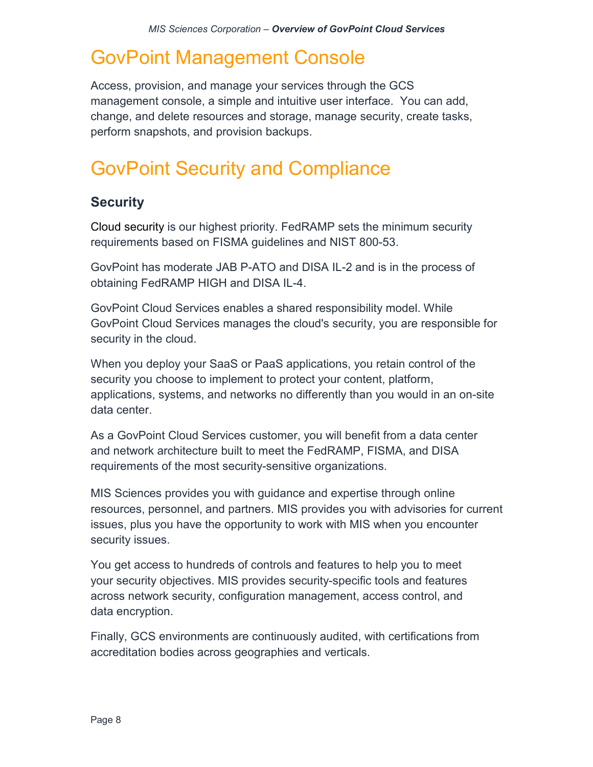# GovPoint Management Console

Access, provision, and manage your services through the GCS management console, a simple and intuitive user interface. You can add, change, and delete resources and storage, manage security, create tasks, perform snapshots, and provision backups.

# GovPoint Security and Compliance

## Security

Cloud security is our highest priority. FedRAMP sets the minimum security requirements based on FISMA guidelines and NIST 800-53.

GovPoint has moderate JAB P-ATO and DISA IL-2 and is in the process of obtaining FedRAMP HIGH and DISA IL-4.

GovPoint Cloud Services enables a shared responsibility model. While GovPoint Cloud Services manages the cloud's security, you are responsible for security in the cloud.

When you deploy your SaaS or PaaS applications, you retain control of the security you choose to implement to protect your content, platform, applications, systems, and networks no differently than you would in an on-site data center.

As a GovPoint Cloud Services customer, you will benefit from a data center and network architecture built to meet the FedRAMP, FISMA, and DISA requirements of the most security-sensitive organizations.

MIS Sciences provides you with guidance and expertise through online resources, personnel, and partners. MIS provides you with advisories for current issues, plus you have the opportunity to work with MIS when you encounter security issues.

You get access to hundreds of controls and features to help you to meet your security objectives. MIS provides security-specific tools and features across network security, configuration management, access control, and data encryption.

Finally, GCS environments are continuously audited, with certifications from accreditation bodies across geographies and verticals.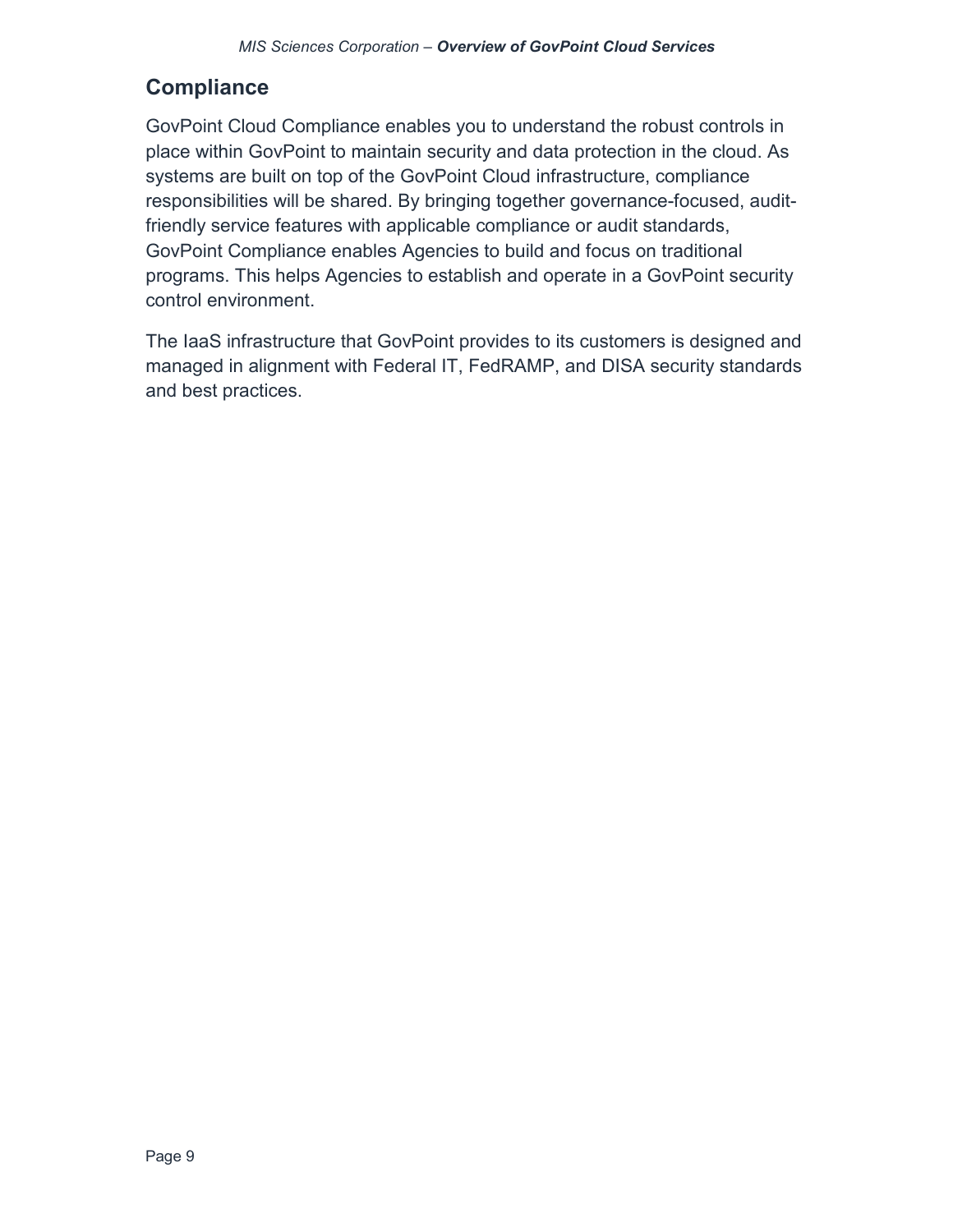## Compliance

GovPoint Cloud Compliance enables you to understand the robust controls in place within GovPoint to maintain security and data protection in the cloud. As systems are built on top of the GovPoint Cloud infrastructure, compliance responsibilities will be shared. By bringing together governance-focused, audit-friendly service features with applicable compliance or audit standards, GovPoint Compliance enables Agencies to build and focus on traditional programs. This helps Agencies to establish and operate in a GovPoint security control environment.

The IaaS infrastructure that GovPoint provides to its customers is designed and managed in alignment with Federal IT, FedRAMP, and DISA security standards and best practices.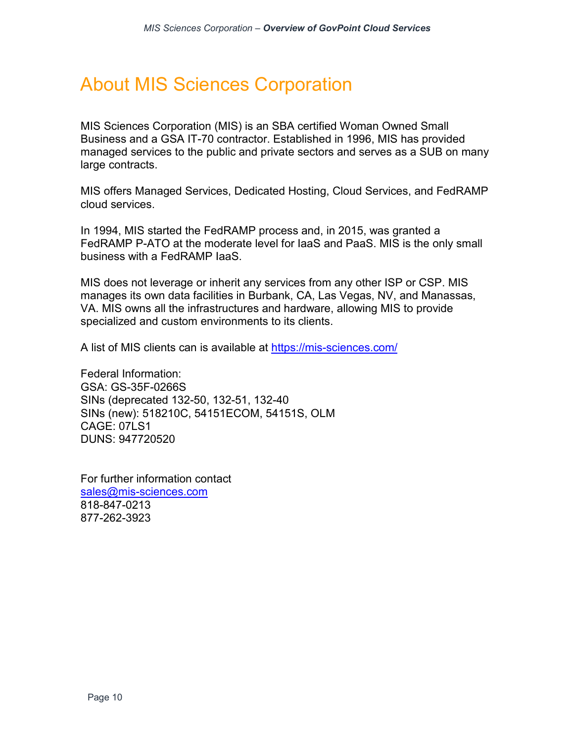# About MIS Sciences Corporation

MIS Sciences Corporation (MIS) is an SBA certified Woman Owned Small Business and a GSA IT-70 contractor. Established in 1996, MIS has provided managed services to the public and private sectors and serves as a SUB on many large contracts.

MIS offers Managed Services, Dedicated Hosting, Cloud Services, and FedRAMP cloud services.

In 1994, MIS started the FedRAMP process and, in 2015, was granted a FedRAMP P-ATO at the moderate level for IaaS and PaaS. MIS is the only small business with a FedRAMP IaaS.

MIS does not leverage or inherit any services from any other ISP or CSP. MIS manages its own data facilities in Burbank, CA, Las Vegas, NV, and Manassas, VA. MIS owns all the infrastructures and hardware, allowing MIS to provide specialized and custom environments to its clients.

A list of MIS clients can is available at https://mis-sciences.com/

Federal Information:
GSA: GS-35F-0266S
SINs (deprecated 132-50, 132-51, 132-40
SINs (new): 518210C, 54151ECOM, 54151S, OLM
CAGE: 07LS1
DUNS: 947720520

For further information contact
sales@mis-sciences.com
818-847-0213
877-262-3923